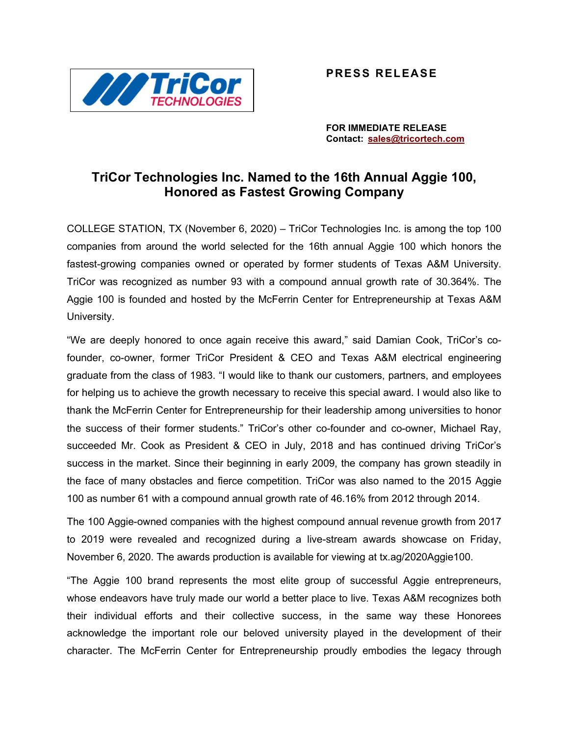**PRESS RELEASE**

**FOR IMMEDIATE RELEASE**
**Contact: sales@tricortech.com**

# TriCor Technologies Inc. Named to the 16th Annual Aggie 100, Honored as Fastest Growing Company

COLLEGE STATION, TX (November 6, 2020) – TriCor Technologies Inc. is among the top 100 companies from around the world selected for the 16th annual Aggie 100 which honors the fastest-growing companies owned or operated by former students of Texas A&M University. TriCor was recognized as number 93 with a compound annual growth rate of 30.364%. The Aggie 100 is founded and hosted by the McFerrin Center for Entrepreneurship at Texas A&M University.

"We are deeply honored to once again receive this award," said Damian Cook, TriCor's co-founder, co-owner, former TriCor President & CEO and Texas A&M electrical engineering graduate from the class of 1983. "I would like to thank our customers, partners, and employees for helping us to achieve the growth necessary to receive this special award. I would also like to thank the McFerrin Center for Entrepreneurship for their leadership among universities to honor the success of their former students." TriCor's other co-founder and co-owner, Michael Ray, succeeded Mr. Cook as President & CEO in July, 2018 and has continued driving TriCor's success in the market. Since their beginning in early 2009, the company has grown steadily in the face of many obstacles and fierce competition. TriCor was also named to the 2015 Aggie 100 as number 61 with a compound annual growth rate of 46.16% from 2012 through 2014.

The 100 Aggie-owned companies with the highest compound annual revenue growth from 2017 to 2019 were revealed and recognized during a live-stream awards showcase on Friday, November 6, 2020. The awards production is available for viewing at tx.ag/2020Aggie100.

"The Aggie 100 brand represents the most elite group of successful Aggie entrepreneurs, whose endeavors have truly made our world a better place to live. Texas A&M recognizes both their individual efforts and their collective success, in the same way these Honorees acknowledge the important role our beloved university played in the development of their character. The McFerrin Center for Entrepreneurship proudly embodies the legacy through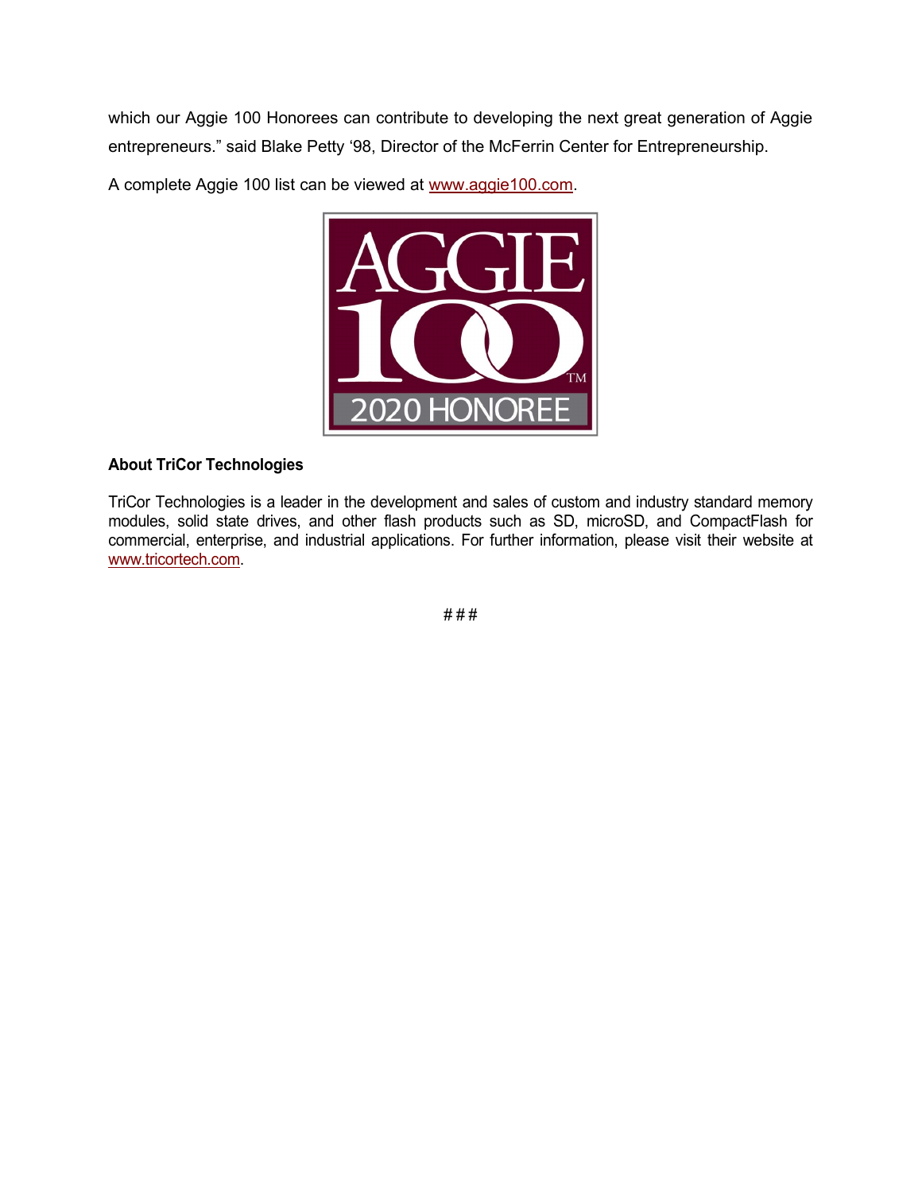which our Aggie 100 Honorees can contribute to developing the next great generation of Aggie entrepreneurs." said Blake Petty '98, Director of the McFerrin Center for Entrepreneurship.

A complete Aggie 100 list can be viewed at www.aggie100.com.

AGGIE 100™ 2020 HONOREE

**About TriCor Technologies**

TriCor Technologies is a leader in the development and sales of custom and industry standard memory modules, solid state drives, and other flash products such as SD, microSD, and CompactFlash for commercial, enterprise, and industrial applications. For further information, please visit their website at www.tricortech.com.

# # #